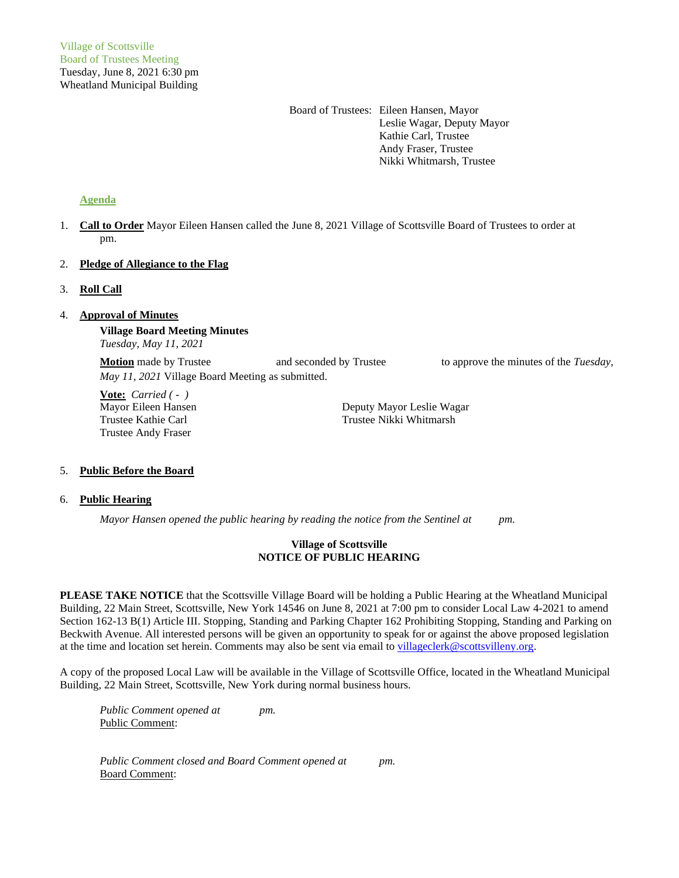Village of Scottsville
Board of Trustees Meeting
Tuesday, June 8, 2021 6:30 pm
Wheatland Municipal Building

Board of Trustees: Eileen Hansen, Mayor
Leslie Wagar, Deputy Mayor
Kathie Carl, Trustee
Andy Fraser, Trustee
Nikki Whitmarsh, Trustee

**Agenda**

1. **Call to Order** Mayor Eileen Hansen called the June 8, 2021 Village of Scottsville Board of Trustees to order at pm.

2. **Pledge of Allegiance to the Flag**

3. **Roll Call**

4. **Approval of Minutes**

   **Village Board Meeting Minutes**
   *Tuesday, May 11, 2021*

   **Motion** made by Trustee and seconded by Trustee to approve the minutes of the *Tuesday, May 11, 2021* Village Board Meeting as submitted.

   **Vote:** *Carried ( - )*
   Mayor Eileen Hansen
   Deputy Mayor Leslie Wagar
   Trustee Kathie Carl
   Trustee Nikki Whitmarsh
   Trustee Andy Fraser

5. **Public Before the Board**

6. **Public Hearing**

   *Mayor Hansen opened the public hearing by reading the notice from the Sentinel at pm.*

**Village of Scottsville**
**NOTICE OF PUBLIC HEARING**

**PLEASE TAKE NOTICE** that the Scottsville Village Board will be holding a Public Hearing at the Wheatland Municipal Building, 22 Main Street, Scottsville, New York 14546 on June 8, 2021 at 7:00 pm to consider Local Law 4-2021 to amend Section 162-13 B(1) Article III. Stopping, Standing and Parking Chapter 162 Prohibiting Stopping, Standing and Parking on Beckwith Avenue. All interested persons will be given an opportunity to speak for or against the above proposed legislation at the time and location set herein. Comments may also be sent via email to villageclerk@scottsvilleny.org.

A copy of the proposed Local Law will be available in the Village of Scottsville Office, located in the Wheatland Municipal Building, 22 Main Street, Scottsville, New York during normal business hours.

*Public Comment opened at pm.*
Public Comment:

*Public Comment closed and Board Comment opened at pm.*
Board Comment: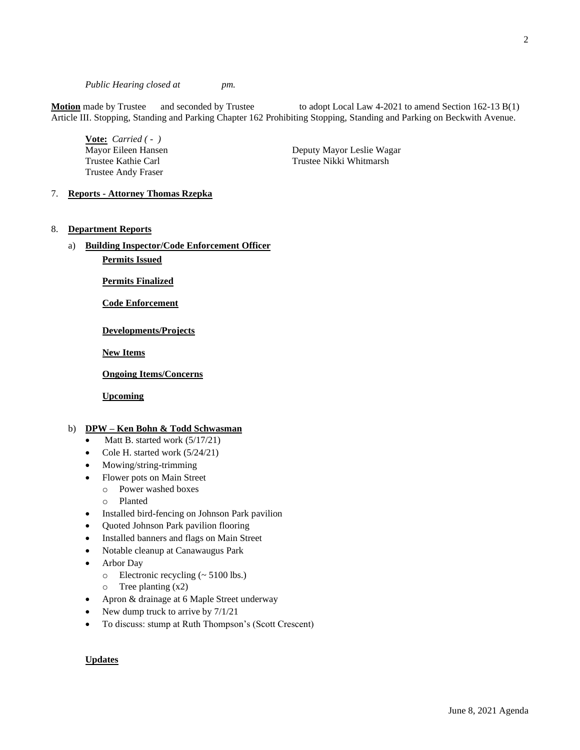*Public Hearing closed at pm.*

**Motion** made by Trustee and seconded by Trustee to adopt Local Law 4-2021 to amend Section 162-13 B(1) Article III. Stopping, Standing and Parking Chapter 162 Prohibiting Stopping, Standing and Parking on Beckwith Avenue.

**Vote:** *Carried ( - )*

Mayor Eileen Hansen
Deputy Mayor Leslie Wagar
Trustee Kathie Carl
Trustee Nikki Whitmarsh
Trustee Andy Fraser

7. **Reports - Attorney Thomas Rzepka**

8. **Department Reports**

a) **Building Inspector/Code Enforcement Officer**

**Permits Issued**

**Permits Finalized**

**Code Enforcement**

**Developments/Projects**

**New Items**

**Ongoing Items/Concerns**

**Upcoming**

b) **DPW – Ken Bohn & Todd Schwasman**

- Matt B. started work (5/17/21)
- Cole H. started work (5/24/21)
- Mowing/string-trimming
- Flower pots on Main Street
  - Power washed boxes
  - Planted
- Installed bird-fencing on Johnson Park pavilion
- Quoted Johnson Park pavilion flooring
- Installed banners and flags on Main Street
- Notable cleanup at Canawaugus Park
- Arbor Day
  - Electronic recycling (~ 5100 lbs.)
  - Tree planting (x2)
- Apron & drainage at 6 Maple Street underway
- New dump truck to arrive by 7/1/21
- To discuss: stump at Ruth Thompson's (Scott Crescent)

**Updates**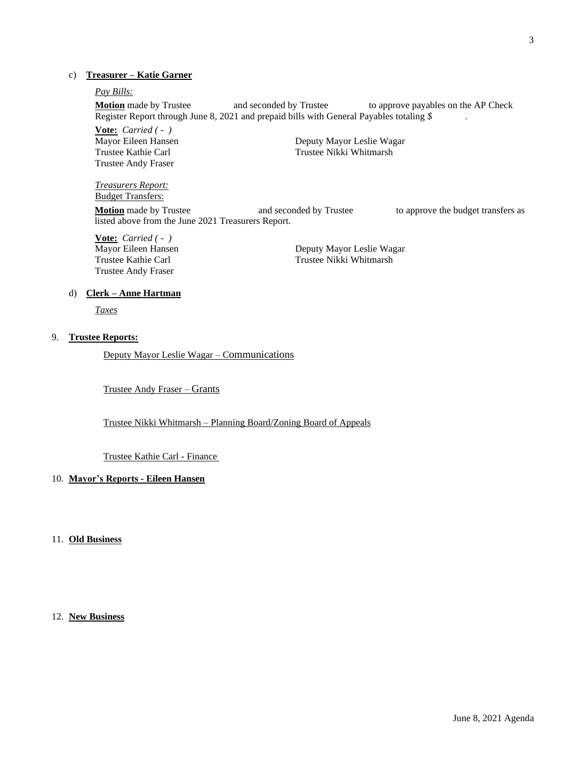c) **Treasurer – Katie Garner**

*Pay Bills:*

**Motion** made by Trustee and seconded by Trustee to approve payables on the AP Check Register Report through June 8, 2021 and prepaid bills with General Payables totaling *$* .

**Vote:** *Carried ( - )*

Mayor Eileen Hansen
Deputy Mayor Leslie Wagar
Trustee Kathie Carl
Trustee Nikki Whitmarsh
Trustee Andy Fraser

*Treasurers Report:*

Budget Transfers:

**Motion** made by Trustee and seconded by Trustee to approve the budget transfers as listed above from the June 2021 Treasurers Report.

**Vote:** *Carried ( - )*

Mayor Eileen Hansen
Deputy Mayor Leslie Wagar
Trustee Kathie Carl
Trustee Nikki Whitmarsh
Trustee Andy Fraser

d) **Clerk – Anne Hartman**

*Taxes*

9. **Trustee Reports:**

Deputy Mayor Leslie Wagar – Communications

Trustee Andy Fraser – Grants

Trustee Nikki Whitmarsh – Planning Board/Zoning Board of Appeals

Trustee Kathie Carl - Finance

10. **Mayor's Reports - Eileen Hansen**

11. **Old Business**

12. **New Business**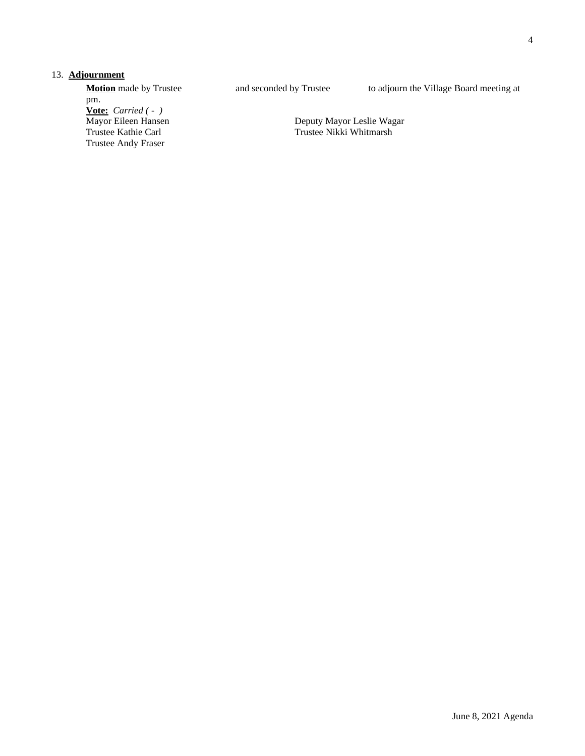13. **Adjournment**

**Motion** made by Trustee and seconded by Trustee to adjourn the Village Board meeting at pm.

**Vote:** *Carried ( - )*

Mayor Eileen Hansen
Deputy Mayor Leslie Wagar
Trustee Kathie Carl
Trustee Nikki Whitmarsh
Trustee Andy Fraser